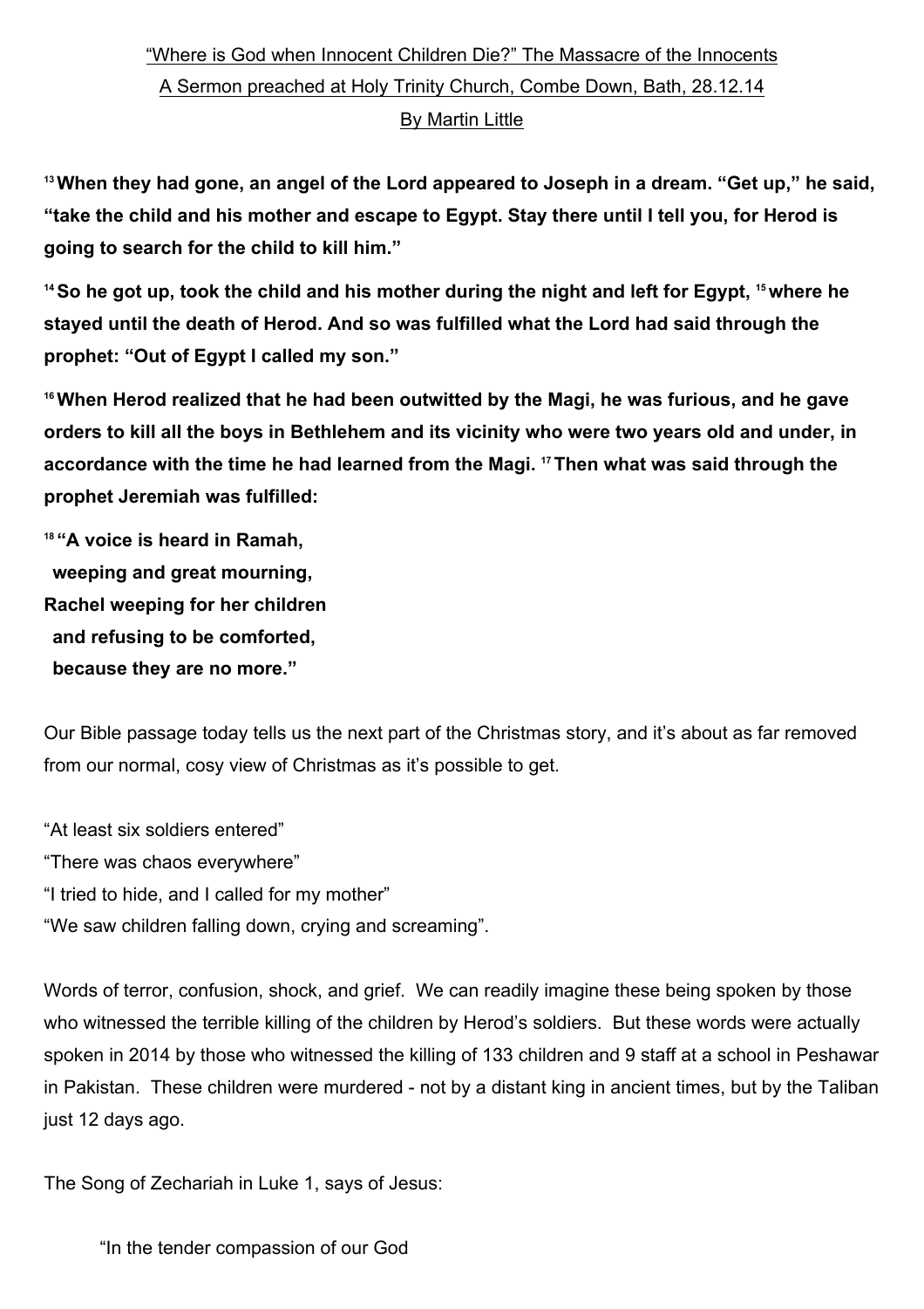"Where is God when Innocent Children Die?" The Massacre of the Innocents

A Sermon preached at Holy Trinity Church, Combe Down, Bath, 28.12.14

By Martin Little

**[13] When they had gone, an angel of the Lord appeared to Joseph in a dream. "Get up," he said, "take the child and his mother and escape to Egypt. Stay there until I tell you, for Herod is going to search for the child to kill him."**

**[14] So he got up, took the child and his mother during the night and left for Egypt, [15] where he stayed until the death of Herod. And so was fulfilled what the Lord had said through the prophet: "Out of Egypt I called my son."**

**[16] When Herod realized that he had been outwitted by the Magi, he was furious, and he gave orders to kill all the boys in Bethlehem and its vicinity who were two years old and under, in accordance with the time he had learned from the Magi. [17] Then what was said through the prophet Jeremiah was fulfilled:**

**[18] "A voice is heard in Ramah,**
**weeping and great mourning,**
**Rachel weeping for her children**
**and refusing to be comforted,**
**because they are no more."**

Our Bible passage today tells us the next part of the Christmas story, and it's about as far removed from our normal, cosy view of Christmas as it's possible to get.

"At least six soldiers entered"
"There was chaos everywhere"
"I tried to hide, and I called for my mother"
"We saw children falling down, crying and screaming".

Words of terror, confusion, shock, and grief. We can readily imagine these being spoken by those who witnessed the terrible killing of the children by Herod's soldiers. But these words were actually spoken in 2014 by those who witnessed the killing of 133 children and 9 staff at a school in Peshawar in Pakistan. These children were murdered - not by a distant king in ancient times, but by the Taliban just 12 days ago.

The Song of Zechariah in Luke 1, says of Jesus:

> "In the tender compassion of our God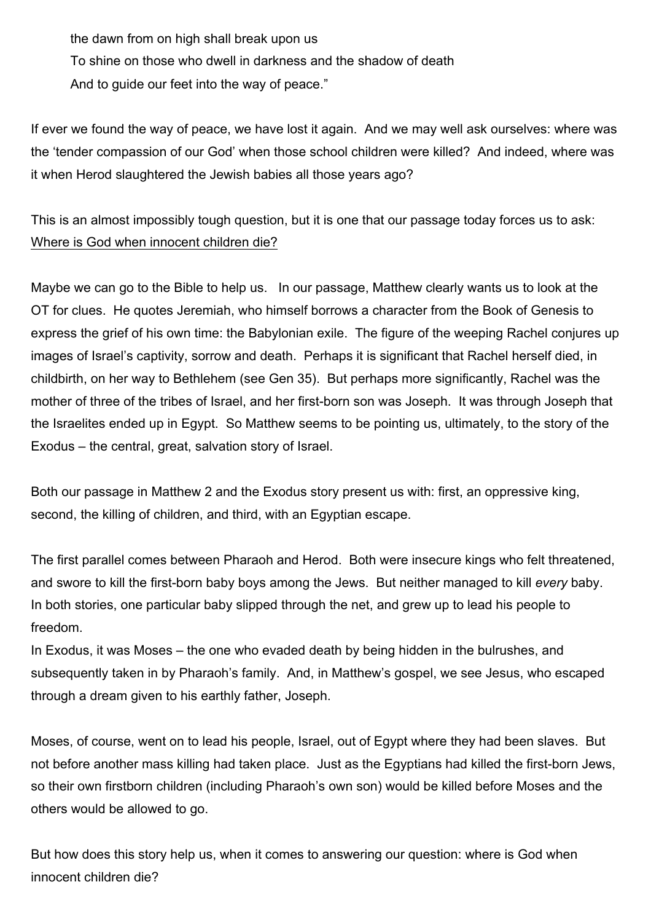the dawn from on high shall break upon us
To shine on those who dwell in darkness and the shadow of death
And to guide our feet into the way of peace."

If ever we found the way of peace, we have lost it again. And we may well ask ourselves: where was the 'tender compassion of our God' when those school children were killed? And indeed, where was it when Herod slaughtered the Jewish babies all those years ago?

This is an almost impossibly tough question, but it is one that our passage today forces us to ask: <u>Where is God when innocent children die?</u>

Maybe we can go to the Bible to help us. In our passage, Matthew clearly wants us to look at the OT for clues. He quotes Jeremiah, who himself borrows a character from the Book of Genesis to express the grief of his own time: the Babylonian exile. The figure of the weeping Rachel conjures up images of Israel's captivity, sorrow and death. Perhaps it is significant that Rachel herself died, in childbirth, on her way to Bethlehem (see Gen 35). But perhaps more significantly, Rachel was the mother of three of the tribes of Israel, and her first-born son was Joseph. It was through Joseph that the Israelites ended up in Egypt. So Matthew seems to be pointing us, ultimately, to the story of the Exodus – the central, great, salvation story of Israel.

Both our passage in Matthew 2 and the Exodus story present us with: first, an oppressive king, second, the killing of children, and third, with an Egyptian escape.

The first parallel comes between Pharaoh and Herod. Both were insecure kings who felt threatened, and swore to kill the first-born baby boys among the Jews. But neither managed to kill *every* baby. In both stories, one particular baby slipped through the net, and grew up to lead his people to freedom.
In Exodus, it was Moses – the one who evaded death by being hidden in the bulrushes, and subsequently taken in by Pharaoh's family. And, in Matthew's gospel, we see Jesus, who escaped through a dream given to his earthly father, Joseph.

Moses, of course, went on to lead his people, Israel, out of Egypt where they had been slaves. But not before another mass killing had taken place. Just as the Egyptians had killed the first-born Jews, so their own firstborn children (including Pharaoh's own son) would be killed before Moses and the others would be allowed to go.

But how does this story help us, when it comes to answering our question: where is God when innocent children die?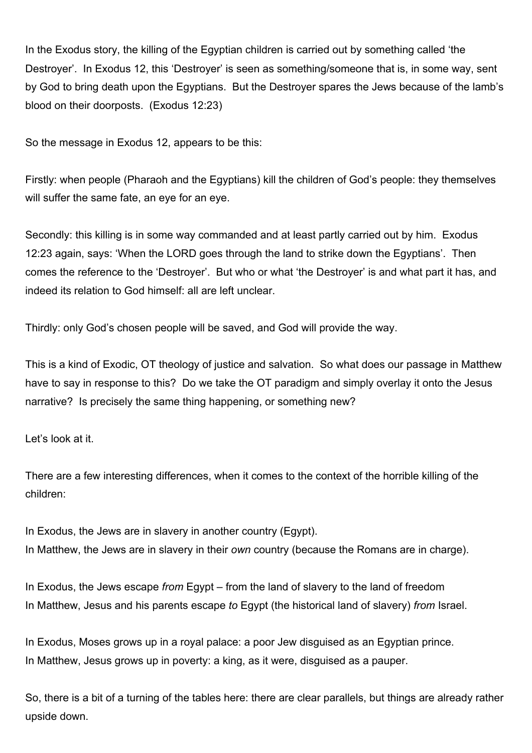In the Exodus story, the killing of the Egyptian children is carried out by something called 'the Destroyer'. In Exodus 12, this 'Destroyer' is seen as something/someone that is, in some way, sent by God to bring death upon the Egyptians. But the Destroyer spares the Jews because of the lamb's blood on their doorposts. (Exodus 12:23)

So the message in Exodus 12, appears to be this:

Firstly: when people (Pharaoh and the Egyptians) kill the children of God's people: they themselves will suffer the same fate, an eye for an eye.

Secondly: this killing is in some way commanded and at least partly carried out by him. Exodus 12:23 again, says: 'When the LORD goes through the land to strike down the Egyptians'. Then comes the reference to the 'Destroyer'. But who or what 'the Destroyer' is and what part it has, and indeed its relation to God himself: all are left unclear.

Thirdly: only God's chosen people will be saved, and God will provide the way.

This is a kind of Exodic, OT theology of justice and salvation. So what does our passage in Matthew have to say in response to this? Do we take the OT paradigm and simply overlay it onto the Jesus narrative? Is precisely the same thing happening, or something new?

Let's look at it.

There are a few interesting differences, when it comes to the context of the horrible killing of the children:

In Exodus, the Jews are in slavery in another country (Egypt).
In Matthew, the Jews are in slavery in their *own* country (because the Romans are in charge).

In Exodus, the Jews escape *from* Egypt – from the land of slavery to the land of freedom
In Matthew, Jesus and his parents escape *to* Egypt (the historical land of slavery) *from* Israel.

In Exodus, Moses grows up in a royal palace: a poor Jew disguised as an Egyptian prince.
In Matthew, Jesus grows up in poverty: a king, as it were, disguised as a pauper.

So, there is a bit of a turning of the tables here: there are clear parallels, but things are already rather upside down.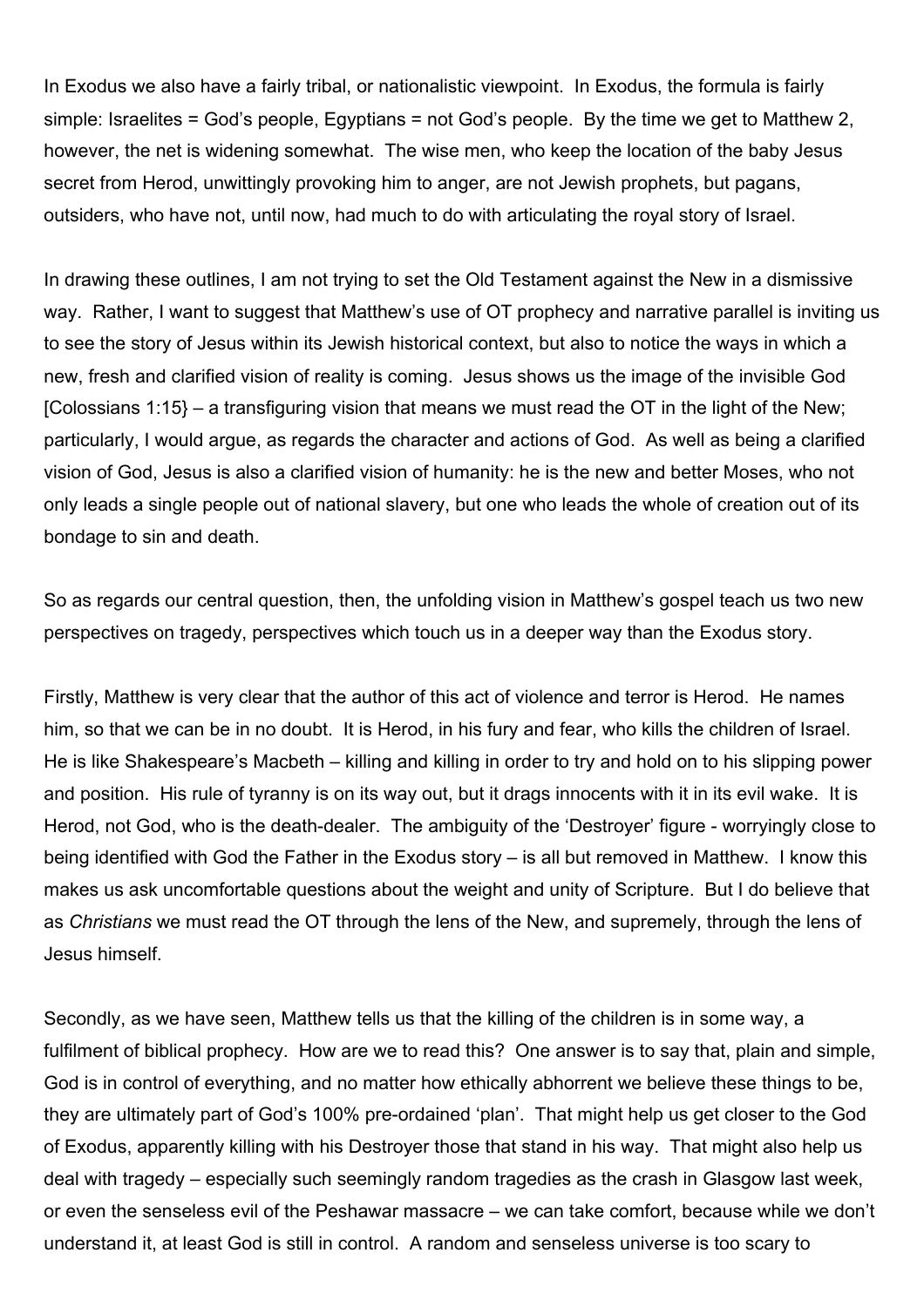In Exodus we also have a fairly tribal, or nationalistic viewpoint. In Exodus, the formula is fairly simple: Israelites = God's people, Egyptians = not God's people. By the time we get to Matthew 2, however, the net is widening somewhat. The wise men, who keep the location of the baby Jesus secret from Herod, unwittingly provoking him to anger, are not Jewish prophets, but pagans, outsiders, who have not, until now, had much to do with articulating the royal story of Israel.

In drawing these outlines, I am not trying to set the Old Testament against the New in a dismissive way. Rather, I want to suggest that Matthew's use of OT prophecy and narrative parallel is inviting us to see the story of Jesus within its Jewish historical context, but also to notice the ways in which a new, fresh and clarified vision of reality is coming. Jesus shows us the image of the invisible God [Colossians 1:15} – a transfiguring vision that means we must read the OT in the light of the New; particularly, I would argue, as regards the character and actions of God. As well as being a clarified vision of God, Jesus is also a clarified vision of humanity: he is the new and better Moses, who not only leads a single people out of national slavery, but one who leads the whole of creation out of its bondage to sin and death.

So as regards our central question, then, the unfolding vision in Matthew's gospel teach us two new perspectives on tragedy, perspectives which touch us in a deeper way than the Exodus story.

Firstly, Matthew is very clear that the author of this act of violence and terror is Herod. He names him, so that we can be in no doubt. It is Herod, in his fury and fear, who kills the children of Israel. He is like Shakespeare's Macbeth – killing and killing in order to try and hold on to his slipping power and position. His rule of tyranny is on its way out, but it drags innocents with it in its evil wake. It is Herod, not God, who is the death-dealer. The ambiguity of the 'Destroyer' figure - worryingly close to being identified with God the Father in the Exodus story – is all but removed in Matthew. I know this makes us ask uncomfortable questions about the weight and unity of Scripture. But I do believe that as *Christians* we must read the OT through the lens of the New, and supremely, through the lens of Jesus himself.

Secondly, as we have seen, Matthew tells us that the killing of the children is in some way, a fulfilment of biblical prophecy. How are we to read this? One answer is to say that, plain and simple, God is in control of everything, and no matter how ethically abhorrent we believe these things to be, they are ultimately part of God's 100% pre-ordained 'plan'. That might help us get closer to the God of Exodus, apparently killing with his Destroyer those that stand in his way. That might also help us deal with tragedy – especially such seemingly random tragedies as the crash in Glasgow last week, or even the senseless evil of the Peshawar massacre – we can take comfort, because while we don't understand it, at least God is still in control. A random and senseless universe is too scary to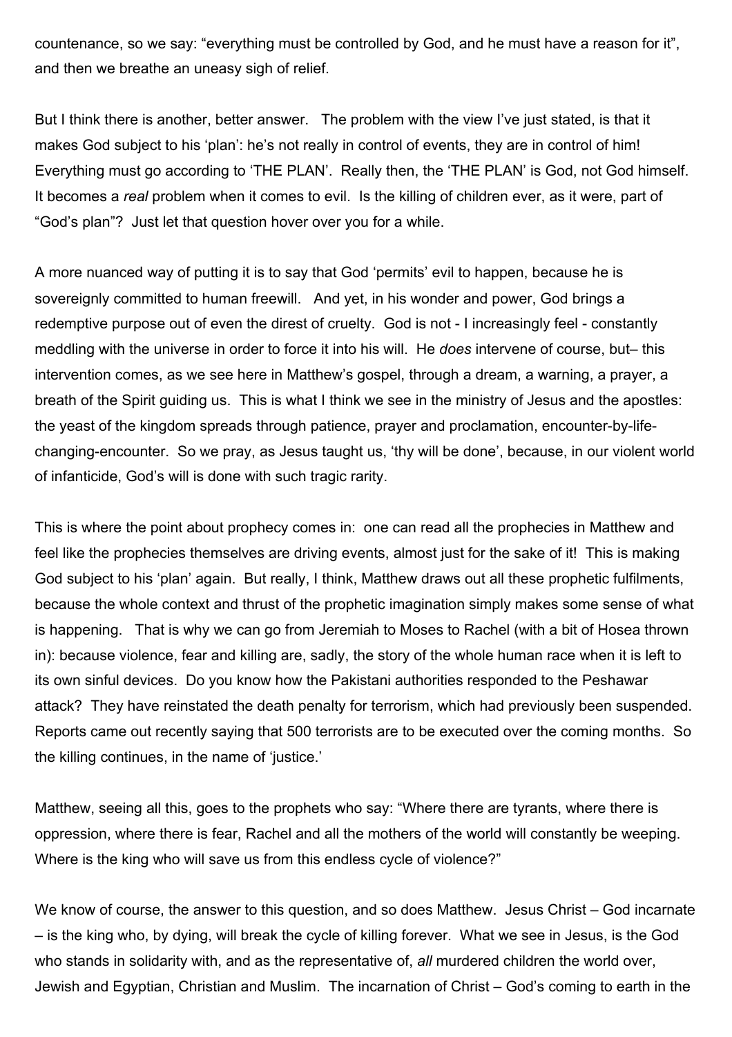countenance, so we say: "everything must be controlled by God, and he must have a reason for it", and then we breathe an uneasy sigh of relief.

But I think there is another, better answer. The problem with the view I've just stated, is that it makes God subject to his 'plan': he's not really in control of events, they are in control of him! Everything must go according to 'THE PLAN'. Really then, the 'THE PLAN' is God, not God himself. It becomes a *real* problem when it comes to evil. Is the killing of children ever, as it were, part of "God's plan"? Just let that question hover over you for a while.

A more nuanced way of putting it is to say that God 'permits' evil to happen, because he is sovereignly committed to human freewill. And yet, in his wonder and power, God brings a redemptive purpose out of even the direst of cruelty. God is not - I increasingly feel - constantly meddling with the universe in order to force it into his will. He *does* intervene of course, but– this intervention comes, as we see here in Matthew's gospel, through a dream, a warning, a prayer, a breath of the Spirit guiding us. This is what I think we see in the ministry of Jesus and the apostles: the yeast of the kingdom spreads through patience, prayer and proclamation, encounter-by-life-changing-encounter. So we pray, as Jesus taught us, 'thy will be done', because, in our violent world of infanticide, God's will is done with such tragic rarity.

This is where the point about prophecy comes in: one can read all the prophecies in Matthew and feel like the prophecies themselves are driving events, almost just for the sake of it! This is making God subject to his 'plan' again. But really, I think, Matthew draws out all these prophetic fulfilments, because the whole context and thrust of the prophetic imagination simply makes some sense of what is happening. That is why we can go from Jeremiah to Moses to Rachel (with a bit of Hosea thrown in): because violence, fear and killing are, sadly, the story of the whole human race when it is left to its own sinful devices. Do you know how the Pakistani authorities responded to the Peshawar attack? They have reinstated the death penalty for terrorism, which had previously been suspended. Reports came out recently saying that 500 terrorists are to be executed over the coming months. So the killing continues, in the name of 'justice.'

Matthew, seeing all this, goes to the prophets who say: "Where there are tyrants, where there is oppression, where there is fear, Rachel and all the mothers of the world will constantly be weeping. Where is the king who will save us from this endless cycle of violence?"

We know of course, the answer to this question, and so does Matthew. Jesus Christ – God incarnate – is the king who, by dying, will break the cycle of killing forever. What we see in Jesus, is the God who stands in solidarity with, and as the representative of, *all* murdered children the world over, Jewish and Egyptian, Christian and Muslim. The incarnation of Christ – God's coming to earth in the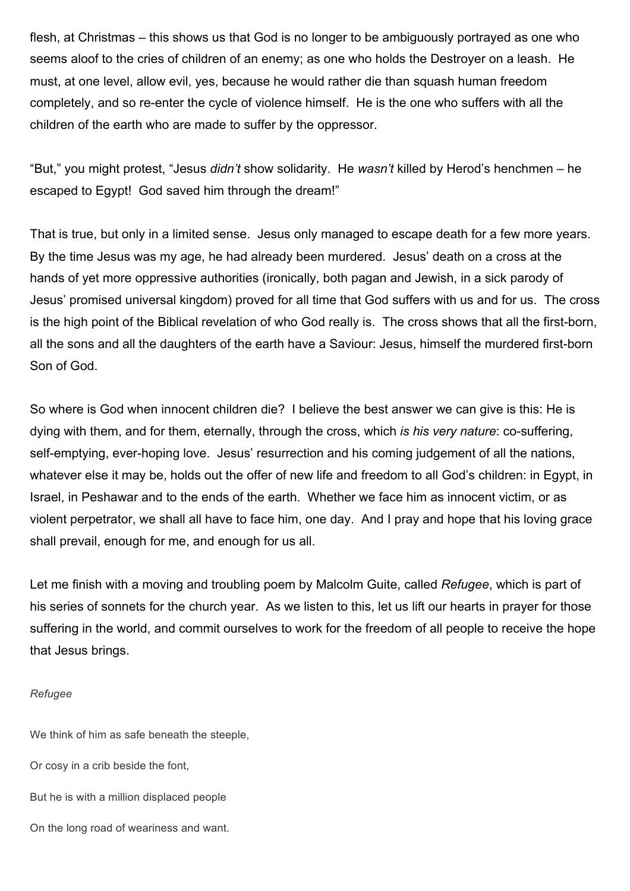flesh, at Christmas – this shows us that God is no longer to be ambiguously portrayed as one who seems aloof to the cries of children of an enemy; as one who holds the Destroyer on a leash. He must, at one level, allow evil, yes, because he would rather die than squash human freedom completely, and so re-enter the cycle of violence himself. He is the one who suffers with all the children of the earth who are made to suffer by the oppressor.

"But," you might protest, "Jesus *didn't* show solidarity. He *wasn't* killed by Herod's henchmen – he escaped to Egypt! God saved him through the dream!"

That is true, but only in a limited sense. Jesus only managed to escape death for a few more years. By the time Jesus was my age, he had already been murdered. Jesus' death on a cross at the hands of yet more oppressive authorities (ironically, both pagan and Jewish, in a sick parody of Jesus' promised universal kingdom) proved for all time that God suffers with us and for us. The cross is the high point of the Biblical revelation of who God really is. The cross shows that all the first-born, all the sons and all the daughters of the earth have a Saviour: Jesus, himself the murdered first-born Son of God.

So where is God when innocent children die? I believe the best answer we can give is this: He is dying with them, and for them, eternally, through the cross, which *is his very nature*: co-suffering, self-emptying, ever-hoping love. Jesus' resurrection and his coming judgement of all the nations, whatever else it may be, holds out the offer of new life and freedom to all God's children: in Egypt, in Israel, in Peshawar and to the ends of the earth. Whether we face him as innocent victim, or as violent perpetrator, we shall all have to face him, one day. And I pray and hope that his loving grace shall prevail, enough for me, and enough for us all.

Let me finish with a moving and troubling poem by Malcolm Guite, called *Refugee*, which is part of his series of sonnets for the church year. As we listen to this, let us lift our hearts in prayer for those suffering in the world, and commit ourselves to work for the freedom of all people to receive the hope that Jesus brings.

*Refugee*

We think of him as safe beneath the steeple,

Or cosy in a crib beside the font,

But he is with a million displaced people

On the long road of weariness and want.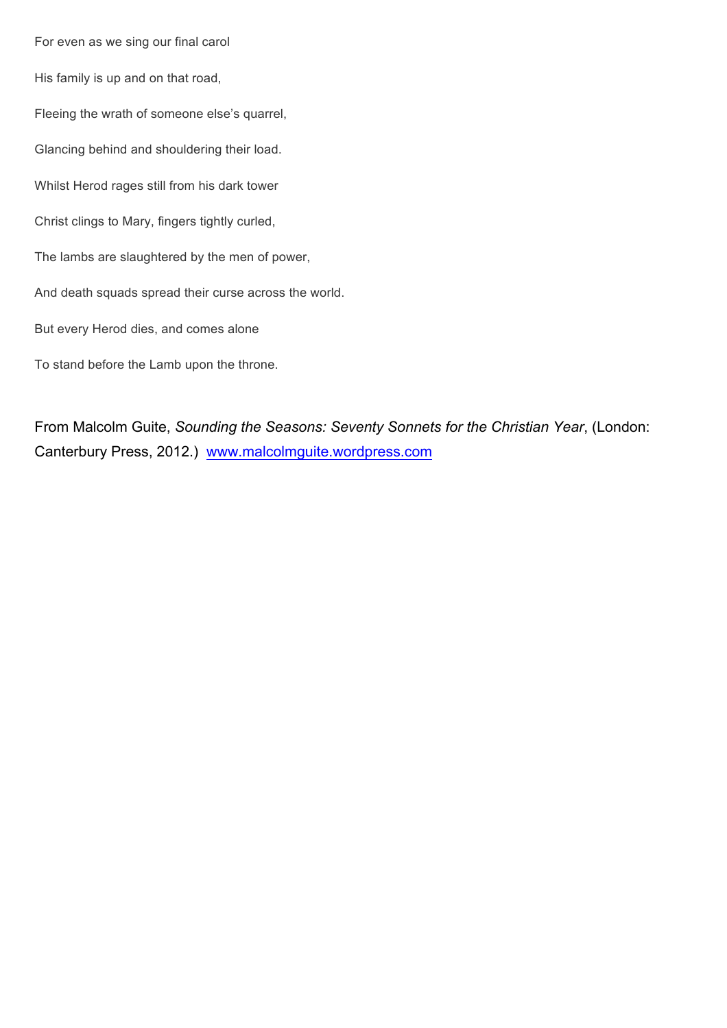For even as we sing our final carol

His family is up and on that road,

Fleeing the wrath of someone else's quarrel,

Glancing behind and shouldering their load.

Whilst Herod rages still from his dark tower

Christ clings to Mary, fingers tightly curled,

The lambs are slaughtered by the men of power,

And death squads spread their curse across the world.

But every Herod dies, and comes alone

To stand before the Lamb upon the throne.

From Malcolm Guite, *Sounding the Seasons: Seventy Sonnets for the Christian Year*, (London: Canterbury Press, 2012.) [www.malcolmguite.wordpress.com](http://www.malcolmguite.wordpress.com)